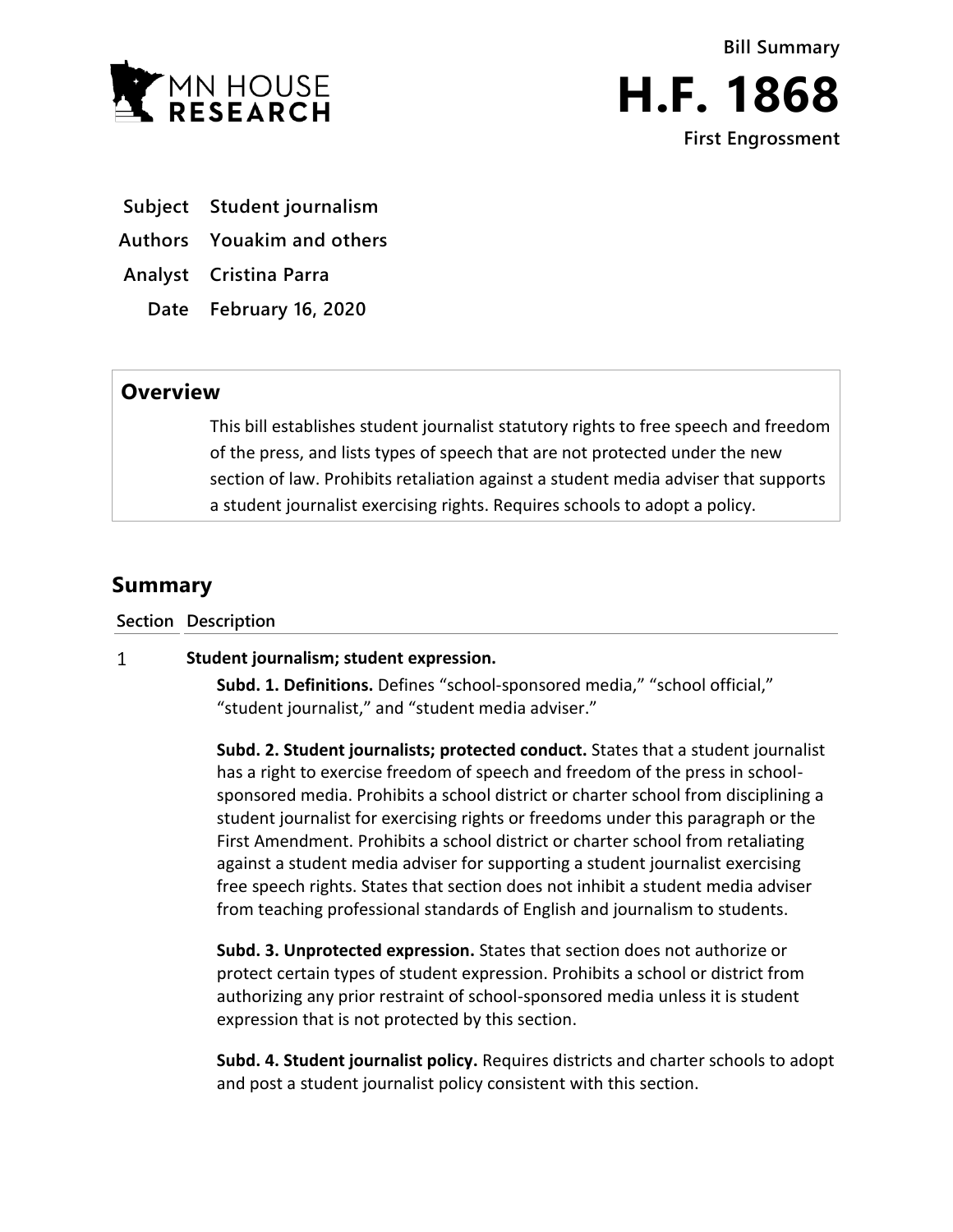MN HOUSE RESEARCH

Bill Summary

# H.F. 1868

First Engrossment

**Subject** Student journalism

**Authors** Youakim and others

**Analyst** Cristina Parra

**Date** February 16, 2020

## Overview

This bill establishes student journalist statutory rights to free speech and freedom of the press, and lists types of speech that are not protected under the new section of law. Prohibits retaliation against a student media adviser that supports a student journalist exercising rights. Requires schools to adopt a policy.

## Summary

| Section | Description |
|---|---|
| 1 | **Student journalism; student expression.**<br><br>**Subd. 1. Definitions.** Defines "school-sponsored media," "school official," "student journalist," and "student media adviser."<br><br>**Subd. 2. Student journalists; protected conduct.** States that a student journalist has a right to exercise freedom of speech and freedom of the press in school-sponsored media. Prohibits a school district or charter school from disciplining a student journalist for exercising rights or freedoms under this paragraph or the First Amendment. Prohibits a school district or charter school from retaliating against a student media adviser for supporting a student journalist exercising free speech rights. States that section does not inhibit a student media adviser from teaching professional standards of English and journalism to students.<br><br>**Subd. 3. Unprotected expression.** States that section does not authorize or protect certain types of student expression. Prohibits a school or district from authorizing any prior restraint of school-sponsored media unless it is student expression that is not protected by this section.<br><br>**Subd. 4. Student journalist policy.** Requires districts and charter schools to adopt and post a student journalist policy consistent with this section. |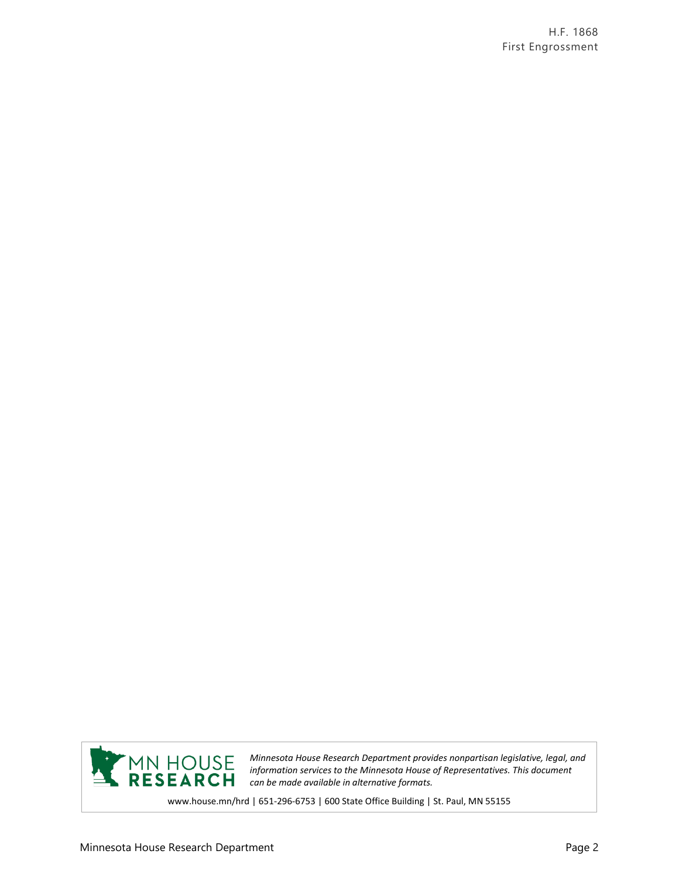MN HOUSE RESEARCH

*Minnesota House Research Department provides nonpartisan legislative, legal, and information services to the Minnesota House of Representatives. This document can be made available in alternative formats.*

www.house.mn/hrd | 651-296-6753 | 600 State Office Building | St. Paul, MN 55155